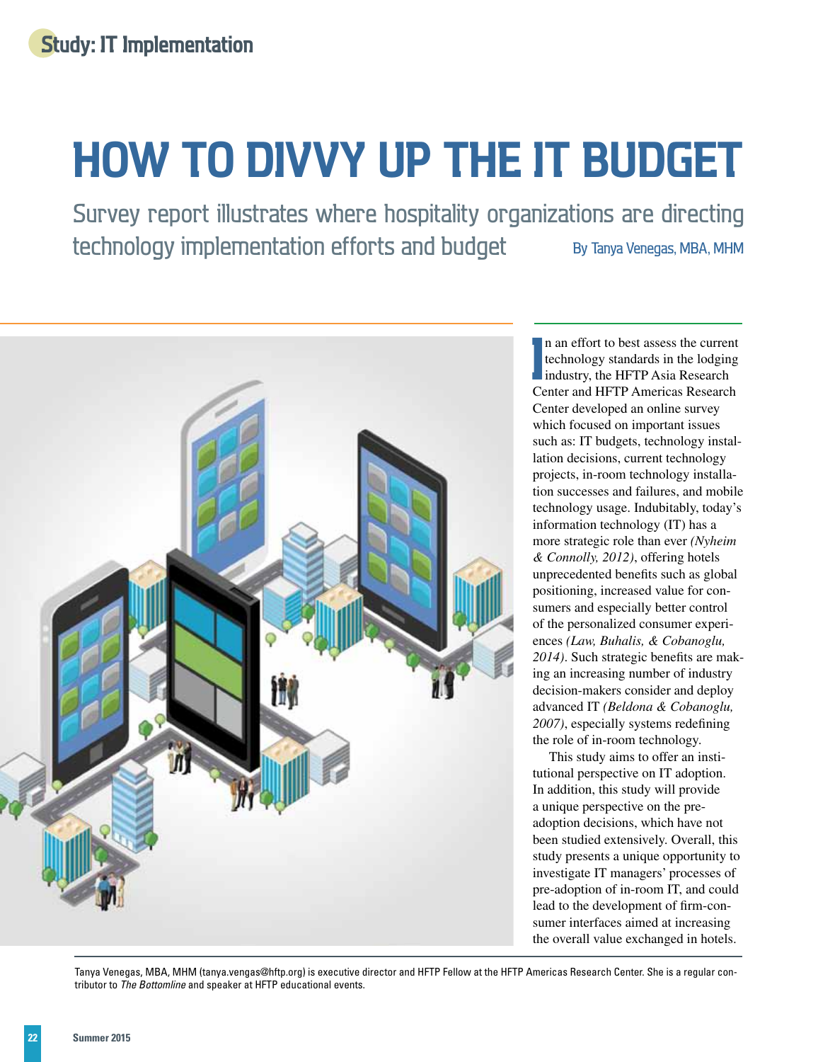Study: IT Implementation

# HOW TO DIVVY UP THE IT BUDGET

## Survey report illustrates where hospitality organizations are directing technology implementation efforts and budget

By Tanya Venegas, MBA, MHM

In an effort to best assess the current technology standards in the lodging industry, the HFTP Asia Research Center and HFTP Americas Research Center developed an online survey which focused on important issues such as: IT budgets, technology installation decisions, current technology projects, in-room technology installation successes and failures, and mobile technology usage. Indubitably, today's information technology (IT) has a more strategic role than ever *(Nyheim & Connolly, 2012)*, offering hotels unprecedented benefits such as global positioning, increased value for consumers and especially better control of the personalized consumer experiences *(Law, Buhalis, & Cobanoglu, 2014)*. Such strategic benefits are making an increasing number of industry decision-makers consider and deploy advanced IT *(Beldona & Cobanoglu, 2007)*, especially systems redefining the role of in-room technology.

This study aims to offer an institutional perspective on IT adoption. In addition, this study will provide a unique perspective on the pre-adoption decisions, which have not been studied extensively. Overall, this study presents a unique opportunity to investigate IT managers' processes of pre-adoption of in-room IT, and could lead to the development of firm-consumer interfaces aimed at increasing the overall value exchanged in hotels.

Tanya Venegas, MBA, MHM (tanya.vengas@hftp.org) is executive director and HFTP Fellow at the HFTP Americas Research Center. She is a regular contributor to *The Bottomline* and speaker at HFTP educational events.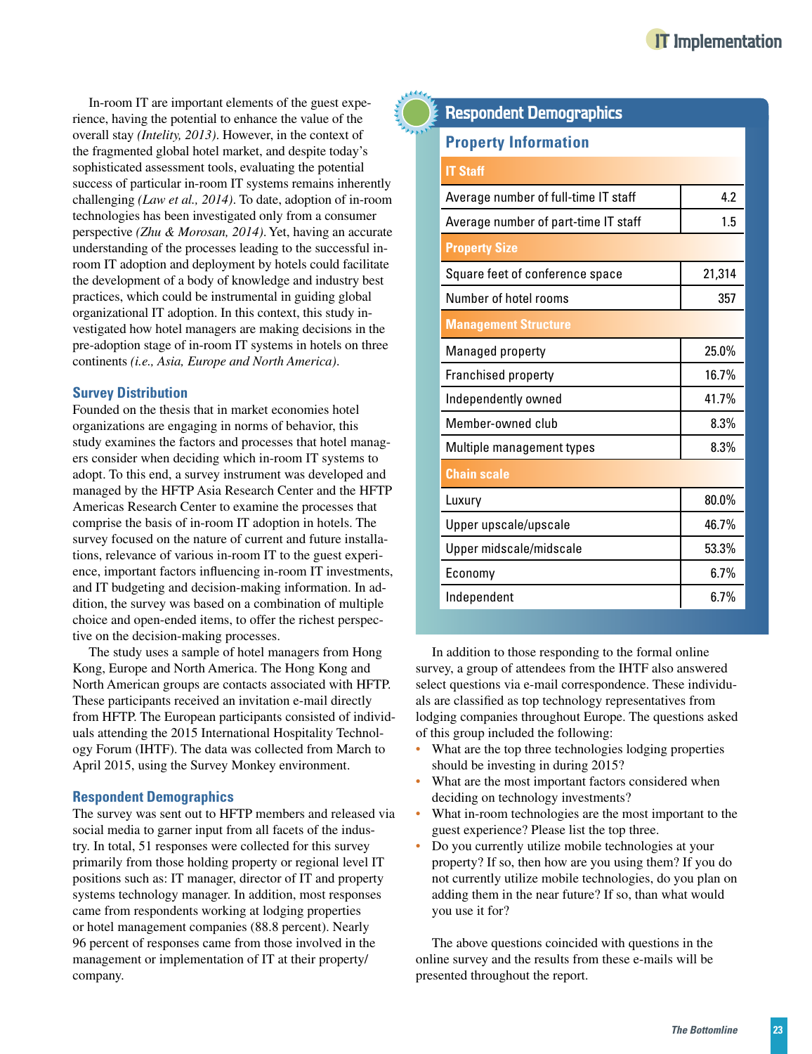In-room IT are important elements of the guest experience, having the potential to enhance the value of the overall stay *(Intelity, 2013)*. However, in the context of the fragmented global hotel market, and despite today's sophisticated assessment tools, evaluating the potential success of particular in-room IT systems remains inherently challenging *(Law et al., 2014)*. To date, adoption of in-room technologies has been investigated only from a consumer perspective *(Zhu & Morosan, 2014)*. Yet, having an accurate understanding of the processes leading to the successful in-room IT adoption and deployment by hotels could facilitate the development of a body of knowledge and industry best practices, which could be instrumental in guiding global organizational IT adoption. In this context, this study investigated how hotel managers are making decisions in the pre-adoption stage of in-room IT systems in hotels on three continents *(i.e., Asia, Europe and North America)*.

### Survey Distribution

Founded on the thesis that in market economies hotel organizations are engaging in norms of behavior, this study examines the factors and processes that hotel managers consider when deciding which in-room IT systems to adopt. To this end, a survey instrument was developed and managed by the HFTP Asia Research Center and the HFTP Americas Research Center to examine the processes that comprise the basis of in-room IT adoption in hotels. The survey focused on the nature of current and future installations, relevance of various in-room IT to the guest experience, important factors influencing in-room IT investments, and IT budgeting and decision-making information. In addition, the survey was based on a combination of multiple choice and open-ended items, to offer the richest perspective on the decision-making processes.

The study uses a sample of hotel managers from Hong Kong, Europe and North America. The Hong Kong and North American groups are contacts associated with HFTP. These participants received an invitation e-mail directly from HFTP. The European participants consisted of individuals attending the 2015 International Hospitality Technology Forum (IHTF). The data was collected from March to April 2015, using the Survey Monkey environment.

### Respondent Demographics

The survey was sent out to HFTP members and released via social media to garner input from all facets of the industry. In total, 51 responses were collected for this survey primarily from those holding property or regional level IT positions such as: IT manager, director of IT and property systems technology manager. In addition, most responses came from respondents working at lodging properties or hotel management companies (88.8 percent). Nearly 96 percent of responses came from those involved in the management or implementation of IT at their property/company.

## Respondent Demographics

### Property Information

| IT Staff | |
|---|---|
| Average number of full-time IT staff | 4.2 |
| Average number of part-time IT staff | 1.5 |
| **Property Size** | |
| Square feet of conference space | 21,314 |
| Number of hotel rooms | 357 |
| **Management Structure** | |
| Managed property | 25.0% |
| Franchised property | 16.7% |
| Independently owned | 41.7% |
| Member-owned club | 8.3% |
| Multiple management types | 8.3% |
| **Chain scale** | |
| Luxury | 80.0% |
| Upper upscale/upscale | 46.7% |
| Upper midscale/midscale | 53.3% |
| Economy | 6.7% |
| Independent | 6.7% |

In addition to those responding to the formal online survey, a group of attendees from the IHTF also answered select questions via e-mail correspondence. These individuals are classified as top technology representatives from lodging companies throughout Europe. The questions asked of this group included the following:

- What are the top three technologies lodging properties should be investing in during 2015?
- What are the most important factors considered when deciding on technology investments?
- What in-room technologies are the most important to the guest experience? Please list the top three.
- Do you currently utilize mobile technologies at your property? If so, then how are you using them? If you do not currently utilize mobile technologies, do you plan on adding them in the near future? If so, than what would you use it for?

The above questions coincided with questions in the online survey and the results from these e-mails will be presented throughout the report.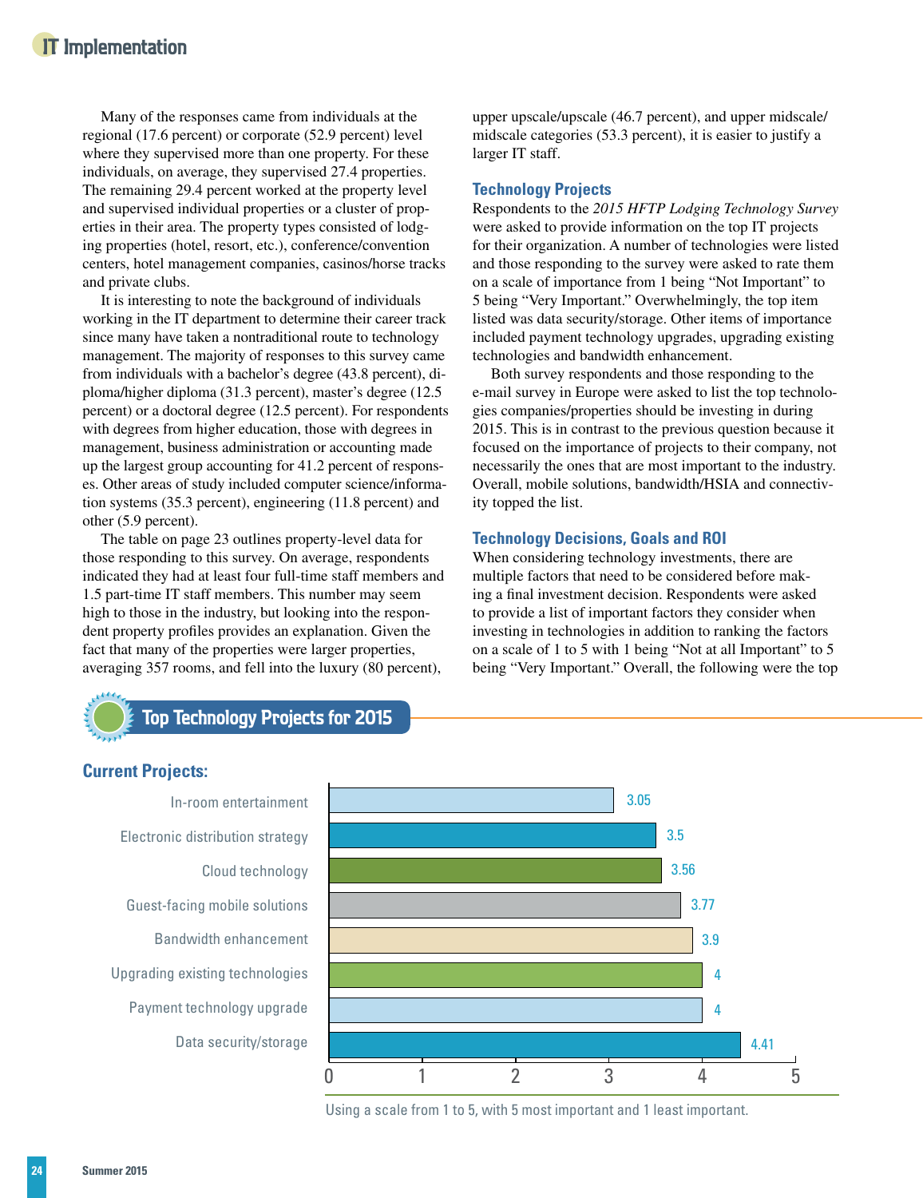Many of the responses came from individuals at the regional (17.6 percent) or corporate (52.9 percent) level where they supervised more than one property. For these individuals, on average, they supervised 27.4 properties. The remaining 29.4 percent worked at the property level and supervised individual properties or a cluster of properties in their area. The property types consisted of lodging properties (hotel, resort, etc.), conference/convention centers, hotel management companies, casinos/horse tracks and private clubs.

It is interesting to note the background of individuals working in the IT department to determine their career track since many have taken a nontraditional route to technology management. The majority of responses to this survey came from individuals with a bachelor's degree (43.8 percent), diploma/higher diploma (31.3 percent), master's degree (12.5 percent) or a doctoral degree (12.5 percent). For respondents with degrees from higher education, those with degrees in management, business administration or accounting made up the largest group accounting for 41.2 percent of responses. Other areas of study included computer science/information systems (35.3 percent), engineering (11.8 percent) and other (5.9 percent).

The table on page 23 outlines property-level data for those responding to this survey. On average, respondents indicated they had at least four full-time staff members and 1.5 part-time IT staff members. This number may seem high to those in the industry, but looking into the respondent property profiles provides an explanation. Given the fact that many of the properties were larger properties, averaging 357 rooms, and fell into the luxury (80 percent), upper upscale/upscale (46.7 percent), and upper midscale/midscale categories (53.3 percent), it is easier to justify a larger IT staff.

## Technology Projects

Respondents to the *2015 HFTP Lodging Technology Survey* were asked to provide information on the top IT projects for their organization. A number of technologies were listed and those responding to the survey were asked to rate them on a scale of importance from 1 being "Not Important" to 5 being "Very Important." Overwhelmingly, the top item listed was data security/storage. Other items of importance included payment technology upgrades, upgrading existing technologies and bandwidth enhancement.

Both survey respondents and those responding to the e-mail survey in Europe were asked to list the top technologies companies/properties should be investing in during 2015. This is in contrast to the previous question because it focused on the importance of projects to their company, not necessarily the ones that are most important to the industry. Overall, mobile solutions, bandwidth/HSIA and connectivity topped the list.

## Technology Decisions, Goals and ROI

When considering technology investments, there are multiple factors that need to be considered before making a final investment decision. Respondents were asked to provide a list of important factors they consider when investing in technologies in addition to ranking the factors on a scale of 1 to 5 with 1 being "Not at all Important" to 5 being "Very Important." Overall, the following were the top

## Top Technology Projects for 2015

### Current Projects:

| Project | Rating |
|---|---|
| In-room entertainment | 3.05 |
| Electronic distribution strategy | 3.5 |
| Cloud technology | 3.56 |
| Guest-facing mobile solutions | 3.77 |
| Bandwidth enhancement | 3.9 |
| Upgrading existing technologies | 4 |
| Payment technology upgrade | 4 |
| Data security/storage | 4.41 |

Using a scale from 1 to 5, with 5 most important and 1 least important.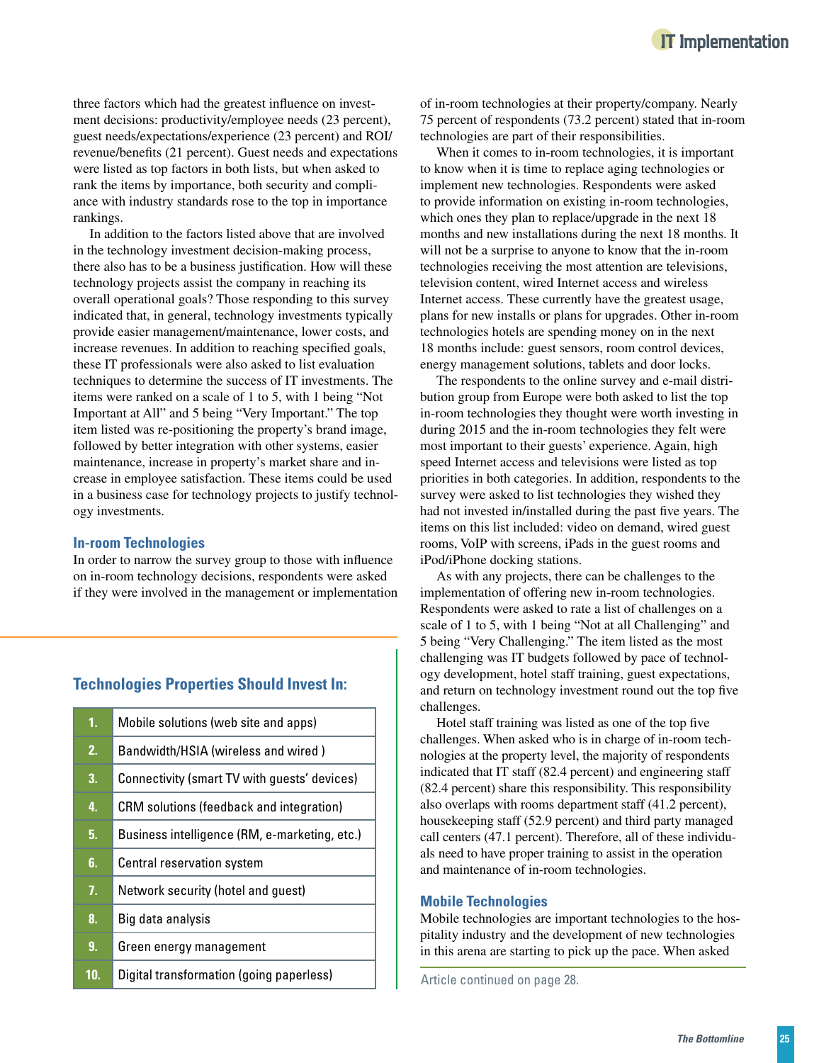three factors which had the greatest influence on investment decisions: productivity/employee needs (23 percent), guest needs/expectations/experience (23 percent) and ROI/revenue/benefits (21 percent). Guest needs and expectations were listed as top factors in both lists, but when asked to rank the items by importance, both security and compliance with industry standards rose to the top in importance rankings.

In addition to the factors listed above that are involved in the technology investment decision-making process, there also has to be a business justification. How will these technology projects assist the company in reaching its overall operational goals? Those responding to this survey indicated that, in general, technology investments typically provide easier management/maintenance, lower costs, and increase revenues. In addition to reaching specified goals, these IT professionals were also asked to list evaluation techniques to determine the success of IT investments. The items were ranked on a scale of 1 to 5, with 1 being "Not Important at All" and 5 being "Very Important." The top item listed was re-positioning the property's brand image, followed by better integration with other systems, easier maintenance, increase in property's market share and increase in employee satisfaction. These items could be used in a business case for technology projects to justify technology investments.

## In-room Technologies

In order to narrow the survey group to those with influence on in-room technology decisions, respondents were asked if they were involved in the management or implementation of in-room technologies at their property/company. Nearly 75 percent of respondents (73.2 percent) stated that in-room technologies are part of their responsibilities.

When it comes to in-room technologies, it is important to know when it is time to replace aging technologies or implement new technologies. Respondents were asked to provide information on existing in-room technologies, which ones they plan to replace/upgrade in the next 18 months and new installations during the next 18 months. It will not be a surprise to anyone to know that the in-room technologies receiving the most attention are televisions, television content, wired Internet access and wireless Internet access. These currently have the greatest usage, plans for new installs or plans for upgrades. Other in-room technologies hotels are spending money on in the next 18 months include: guest sensors, room control devices, energy management solutions, tablets and door locks.

The respondents to the online survey and e-mail distribution group from Europe were both asked to list the top in-room technologies they thought were worth investing in during 2015 and the in-room technologies they felt were most important to their guests' experience. Again, high speed Internet access and televisions were listed as top priorities in both categories. In addition, respondents to the survey were asked to list technologies they wished they had not invested in/installed during the past five years. The items on this list included: video on demand, wired guest rooms, VoIP with screens, iPads in the guest rooms and iPod/iPhone docking stations.

As with any projects, there can be challenges to the implementation of offering new in-room technologies. Respondents were asked to rate a list of challenges on a scale of 1 to 5, with 1 being "Not at all Challenging" and 5 being "Very Challenging." The item listed as the most challenging was IT budgets followed by pace of technology development, hotel staff training, guest expectations, and return on technology investment round out the top five challenges.

Hotel staff training was listed as one of the top five challenges. When asked who is in charge of in-room technologies at the property level, the majority of respondents indicated that IT staff (82.4 percent) and engineering staff (82.4 percent) share this responsibility. This responsibility also overlaps with rooms department staff (41.2 percent), housekeeping staff (52.9 percent) and third party managed call centers (47.1 percent). Therefore, all of these individuals need to have proper training to assist in the operation and maintenance of in-room technologies.

## Technologies Properties Should Invest In:

| | |
|---|---|
| 1. | Mobile solutions (web site and apps) |
| 2. | Bandwidth/HSIA (wireless and wired ) |
| 3. | Connectivity (smart TV with guests' devices) |
| 4. | CRM solutions (feedback and integration) |
| 5. | Business intelligence (RM, e-marketing, etc.) |
| 6. | Central reservation system |
| 7. | Network security (hotel and guest) |
| 8. | Big data analysis |
| 9. | Green energy management |
| 10. | Digital transformation (going paperless) |

## Mobile Technologies

Mobile technologies are important technologies to the hospitality industry and the development of new technologies in this arena are starting to pick up the pace. When asked

Article continued on page 28.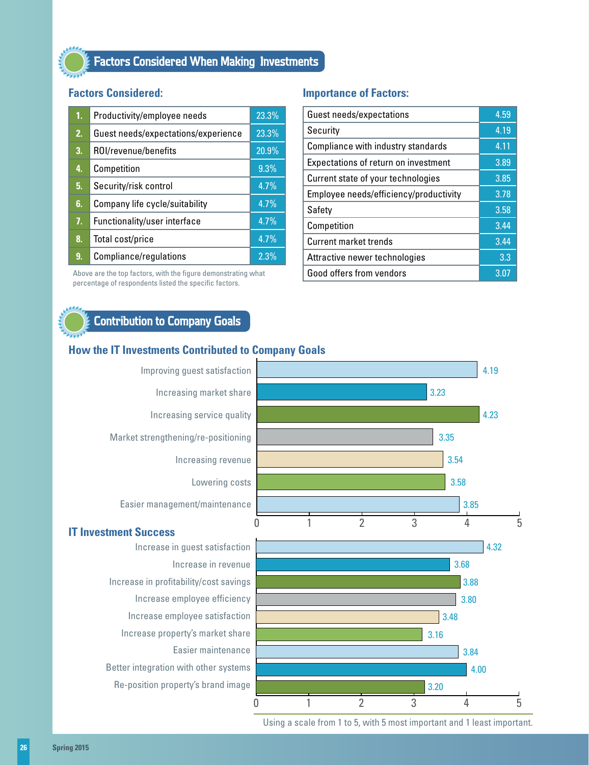## Factors Considered When Making Investments

### Factors Considered:

| | Factor | % |
|---|---|---|
| 1. | Productivity/employee needs | 23.3% |
| 2. | Guest needs/expectations/experience | 23.3% |
| 3. | ROI/revenue/benefits | 20.9% |
| 4. | Competition | 9.3% |
| 5. | Security/risk control | 4.7% |
| 6. | Company life cycle/suitability | 4.7% |
| 7. | Functionality/user interface | 4.7% |
| 8. | Total cost/price | 4.7% |
| 9. | Compliance/regulations | 2.3% |

Above are the top factors, with the figure demonstrating what percentage of respondents listed the specific factors.

### Importance of Factors:

| Factor | Score |
|---|---|
| Guest needs/expectations | 4.59 |
| Security | 4.19 |
| Compliance with industry standards | 4.11 |
| Expectations of return on investment | 3.89 |
| Current state of your technologies | 3.85 |
| Employee needs/efficiency/productivity | 3.78 |
| Safety | 3.58 |
| Competition | 3.44 |
| Current market trends | 3.44 |
| Attractive newer technologies | 3.3 |
| Good offers from vendors | 3.07 |

## Contribution to Company Goals

### How the IT Investments Contributed to Company Goals

| Goal | Score |
|---|---|
| Improving guest satisfaction | 4.19 |
| Increasing market share | 3.23 |
| Increasing service quality | 4.23 |
| Market strengthening/re-positioning | 3.35 |
| Increasing revenue | 3.54 |
| Lowering costs | 3.58 |
| Easier management/maintenance | 3.85 |

### IT Investment Success

| Outcome | Score |
|---|---|
| Increase in guest satisfaction | 4.32 |
| Increase in revenue | 3.68 |
| Increase in profitability/cost savings | 3.88 |
| Increase employee efficiency | 3.80 |
| Increase employee satisfaction | 3.48 |
| Increase property's market share | 3.16 |
| Easier maintenance | 3.84 |
| Better integration with other systems | 4.00 |
| Re-position property's brand image | 3.20 |

Using a scale from 1 to 5, with 5 most important and 1 least important.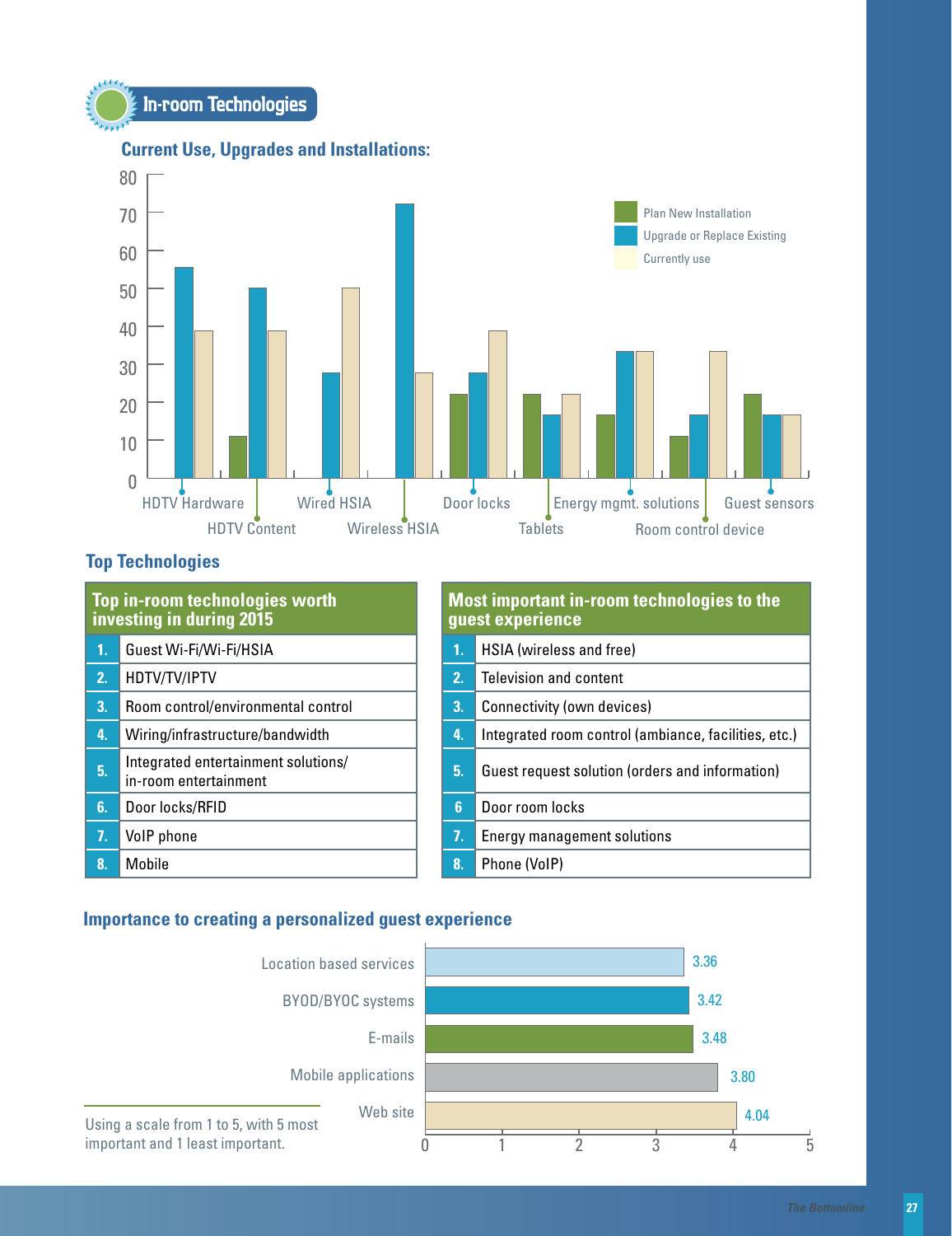# In-room Technologies

## Current Use, Upgrades and Installations:

| | Plan New Installation | Upgrade or Replace Existing | Currently use |
|---|---|---|---|
| HDTV Hardware | | 56 | 39 |
| HDTV Content | 11 | 50 | 39 |
| Wired HSIA | | 28 | 50 |
| Wireless HSIA | | 72 | 28 |
| Door locks | 22 | 28 | 39 |
| Tablets | 22 | 17 | 22 |
| Energy mgmt. solutions | 17 | 33 | 33 |
| Room control device | 11 | 17 | 33 |
| Guest sensors | 22 | 17 | 17 |

## Top Technologies

| | Top in-room technologies worth investing in during 2015 |
|---|---|
| 1. | Guest Wi-Fi/Wi-Fi/HSIA |
| 2. | HDTV/TV/IPTV |
| 3. | Room control/environmental control |
| 4. | Wiring/infrastructure/bandwidth |
| 5. | Integrated entertainment solutions/ in-room entertainment |
| 6. | Door locks/RFID |
| 7. | VoIP phone |
| 8. | Mobile |

| | Most important in-room technologies to the guest experience |
|---|---|
| 1. | HSIA (wireless and free) |
| 2. | Television and content |
| 3. | Connectivity (own devices) |
| 4. | Integrated room control (ambiance, facilities, etc.) |
| 5. | Guest request solution (orders and information) |
| 6 | Door room locks |
| 7. | Energy management solutions |
| 8. | Phone (VoIP) |

## Importance to creating a personalized guest experience

| | Score |
|---|---|
| Location based services | 3.36 |
| BYOD/BYOC systems | 3.42 |
| E-mails | 3.48 |
| Mobile applications | 3.80 |
| Web site | 4.04 |

Using a scale from 1 to 5, with 5 most important and 1 least important.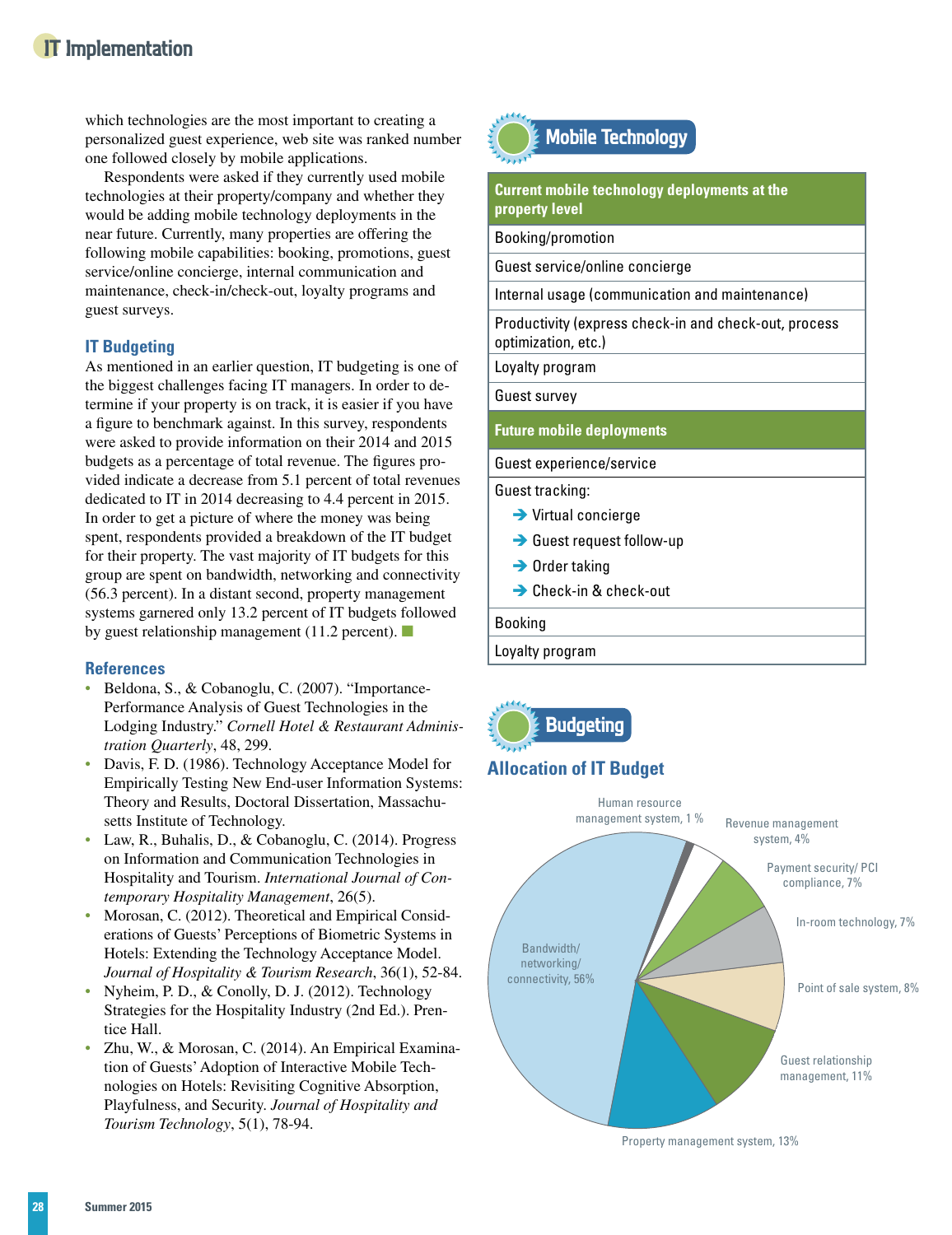which technologies are the most important to creating a personalized guest experience, web site was ranked number one followed closely by mobile applications.

Respondents were asked if they currently used mobile technologies at their property/company and whether they would be adding mobile technology deployments in the near future. Currently, many properties are offering the following mobile capabilities: booking, promotions, guest service/online concierge, internal communication and maintenance, check-in/check-out, loyalty programs and guest surveys.

### IT Budgeting

As mentioned in an earlier question, IT budgeting is one of the biggest challenges facing IT managers. In order to determine if your property is on track, it is easier if you have a figure to benchmark against. In this survey, respondents were asked to provide information on their 2014 and 2015 budgets as a percentage of total revenue. The figures provided indicate a decrease from 5.1 percent of total revenues dedicated to IT in 2014 decreasing to 4.4 percent in 2015. In order to get a picture of where the money was being spent, respondents provided a breakdown of the IT budget for their property. The vast majority of IT budgets for this group are spent on bandwidth, networking and connectivity (56.3 percent). In a distant second, property management systems garnered only 13.2 percent of IT budgets followed by guest relationship management (11.2 percent).

### References

- Beldona, S., & Cobanoglu, C. (2007). "Importance-Performance Analysis of Guest Technologies in the Lodging Industry." *Cornell Hotel & Restaurant Administration Quarterly*, 48, 299.
- Davis, F. D. (1986). Technology Acceptance Model for Empirically Testing New End-user Information Systems: Theory and Results, Doctoral Dissertation, Massachusetts Institute of Technology.
- Law, R., Buhalis, D., & Cobanoglu, C. (2014). Progress on Information and Communication Technologies in Hospitality and Tourism. *International Journal of Contemporary Hospitality Management*, 26(5).
- Morosan, C. (2012). Theoretical and Empirical Considerations of Guests' Perceptions of Biometric Systems in Hotels: Extending the Technology Acceptance Model. *Journal of Hospitality & Tourism Research*, 36(1), 52-84.
- Nyheim, P. D., & Conolly, D. J. (2012). Technology Strategies for the Hospitality Industry (2nd Ed.). Prentice Hall.
- Zhu, W., & Morosan, C. (2014). An Empirical Examination of Guests' Adoption of Interactive Mobile Technologies on Hotels: Revisiting Cognitive Absorption, Playfulness, and Security. *Journal of Hospitality and Tourism Technology*, 5(1), 78-94.

## Mobile Technology

| Current mobile technology deployments at the property level |
|---|
| Booking/promotion |
| Guest service/online concierge |
| Internal usage (communication and maintenance) |
| Productivity (express check-in and check-out, process optimization, etc.) |
| Loyalty program |
| Guest survey |
| **Future mobile deployments** |
| Guest experience/service |
| Guest tracking: → Virtual concierge → Guest request follow-up → Order taking → Check-in & check-out |
| Booking |
| Loyalty program |

## Budgeting

### Allocation of IT Budget

Human resource management system, 1 %
Revenue management system, 4%
Payment security/ PCI compliance, 7%
In-room technology, 7%
Point of sale system, 8%
Guest relationship management, 11%
Property management system, 13%
Bandwidth/ networking/ connectivity, 56%